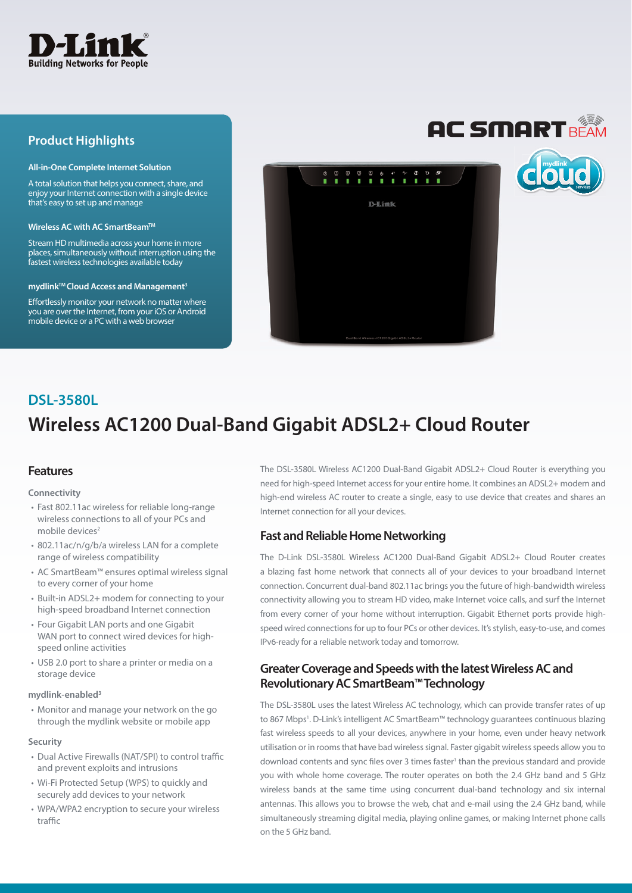D-Link
Building Networks for People

## Product Highlights

**All-in-One Complete Internet Solution**

A total solution that helps you connect, share, and enjoy your Internet connection with a single device that's easy to set up and manage

**Wireless AC with AC SmartBeam™**

Stream HD multimedia across your home in more places, simultaneously without interruption using the fastest wireless technologies available today

**mydlink™ Cloud Access and Management[3]**

Effortlessly monitor your network no matter where you are over the Internet, from your iOS or Android mobile device or a PC with a web browser

AC SMART BEAM

## DSL-3580L

# Wireless AC1200 Dual-Band Gigabit ADSL2+ Cloud Router

## Features

### Connectivity

- Fast 802.11ac wireless for reliable long-range wireless connections to all of your PCs and mobile devices[2]
- 802.11ac/n/g/b/a wireless LAN for a complete range of wireless compatibility
- AC SmartBeam™ ensures optimal wireless signal to every corner of your home
- Built-in ADSL2+ modem for connecting to your high-speed broadband Internet connection
- Four Gigabit LAN ports and one Gigabit WAN port to connect wired devices for high-speed online activities
- USB 2.0 port to share a printer or media on a storage device

### mydlink-enabled[3]

- Monitor and manage your network on the go through the mydlink website or mobile app

### Security

- Dual Active Firewalls (NAT/SPI) to control traffic and prevent exploits and intrusions
- Wi-Fi Protected Setup (WPS) to quickly and securely add devices to your network
- WPA/WPA2 encryption to secure your wireless traffic

The DSL-3580L Wireless AC1200 Dual-Band Gigabit ADSL2+ Cloud Router is everything you need for high-speed Internet access for your entire home. It combines an ADSL2+ modem and high-end wireless AC router to create a single, easy to use device that creates and shares an Internet connection for all your devices.

## Fast and Reliable Home Networking

The D-Link DSL-3580L Wireless AC1200 Dual-Band Gigabit ADSL2+ Cloud Router creates a blazing fast home network that connects all of your devices to your broadband Internet connection. Concurrent dual-band 802.11ac brings you the future of high-bandwidth wireless connectivity allowing you to stream HD video, make Internet voice calls, and surf the Internet from every corner of your home without interruption. Gigabit Ethernet ports provide high-speed wired connections for up to four PCs or other devices. It's stylish, easy-to-use, and comes IPv6-ready for a reliable network today and tomorrow.

## Greater Coverage and Speeds with the latest Wireless AC and Revolutionary AC SmartBeam™ Technology

The DSL-3580L uses the latest Wireless AC technology, which can provide transfer rates of up to 867 Mbps[1]. D-Link's intelligent AC SmartBeam™ technology guarantees continuous blazing fast wireless speeds to all your devices, anywhere in your home, even under heavy network utilisation or in rooms that have bad wireless signal. Faster gigabit wireless speeds allow you to download contents and sync files over 3 times faster[1] than the previous standard and provide you with whole home coverage. The router operates on both the 2.4 GHz band and 5 GHz wireless bands at the same time using concurrent dual-band technology and six internal antennas. This allows you to browse the web, chat and e-mail using the 2.4 GHz band, while simultaneously streaming digital media, playing online games, or making Internet phone calls on the 5 GHz band.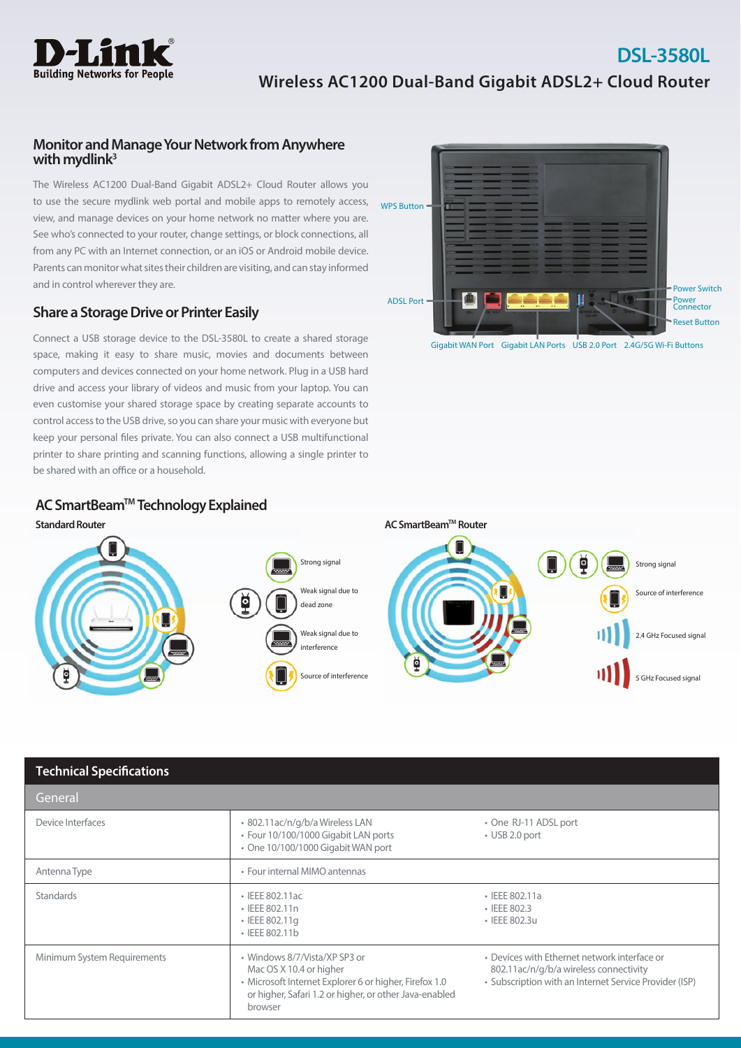**D-Link**
Building Networks for People

# DSL-3580L

## Wireless AC1200 Dual-Band Gigabit ADSL2+ Cloud Router

### Monitor and Manage Your Network from Anywhere with mydlink[3]

The Wireless AC1200 Dual-Band Gigabit ADSL2+ Cloud Router allows you to use the secure mydlink web portal and mobile apps to remotely access, view, and manage devices on your home network no matter where you are. See who's connected to your router, change settings, or block connections, all from any PC with an Internet connection, or an iOS or Android mobile device. Parents can monitor what sites their children are visiting, and can stay informed and in control wherever they are.

### Share a Storage Drive or Printer Easily

Connect a USB storage device to the DSL-3580L to create a shared storage space, making it easy to share music, movies and documents between computers and devices connected on your home network. Plug in a USB hard drive and access your library of videos and music from your laptop. You can even customise your shared storage space by creating separate accounts to control access to the USB drive, so you can share your music with everyone but keep your personal files private. You can also connect a USB multifunctional printer to share printing and scanning functions, allowing a single printer to be shared with an office or a household.

WPS Button
ADSL Port
Power Switch
Power Connector
Reset Button
Gigabit WAN Port
Gigabit LAN Ports
USB 2.0 Port
2.4G/5G Wi-Fi Buttons

### AC SmartBeam™ Technology Explained

**Standard Router**

Strong signal
Weak signal due to dead zone
Weak signal due to interference
Source of interference

**AC SmartBeam™ Router**

Strong signal
Source of interference
2.4 GHz Focused signal
5 GHz Focused signal

## Technical Specifications

| General | | |
|---|---|---|
| Device Interfaces | • 802.11ac/n/g/b/a Wireless LAN<br>• Four 10/100/1000 Gigabit LAN ports<br>• One 10/100/1000 Gigabit WAN port | • One RJ-11 ADSL port<br>• USB 2.0 port |
| Antenna Type | • Four internal MIMO antennas | |
| Standards | • IEEE 802.11ac<br>• IEEE 802.11n<br>• IEEE 802.11g<br>• IEEE 802.11b | • IEEE 802.11a<br>• IEEE 802.3<br>• IEEE 802.3u |
| Minimum System Requirements | • Windows 8/7/Vista/XP SP3 or Mac OS X 10.4 or higher<br>• Microsoft Internet Explorer 6 or higher, Firefox 1.0 or higher, Safari 1.2 or higher, or other Java-enabled browser | • Devices with Ethernet network interface or 802.11ac/n/g/b/a wireless connectivity<br>• Subscription with an Internet Service Provider (ISP) |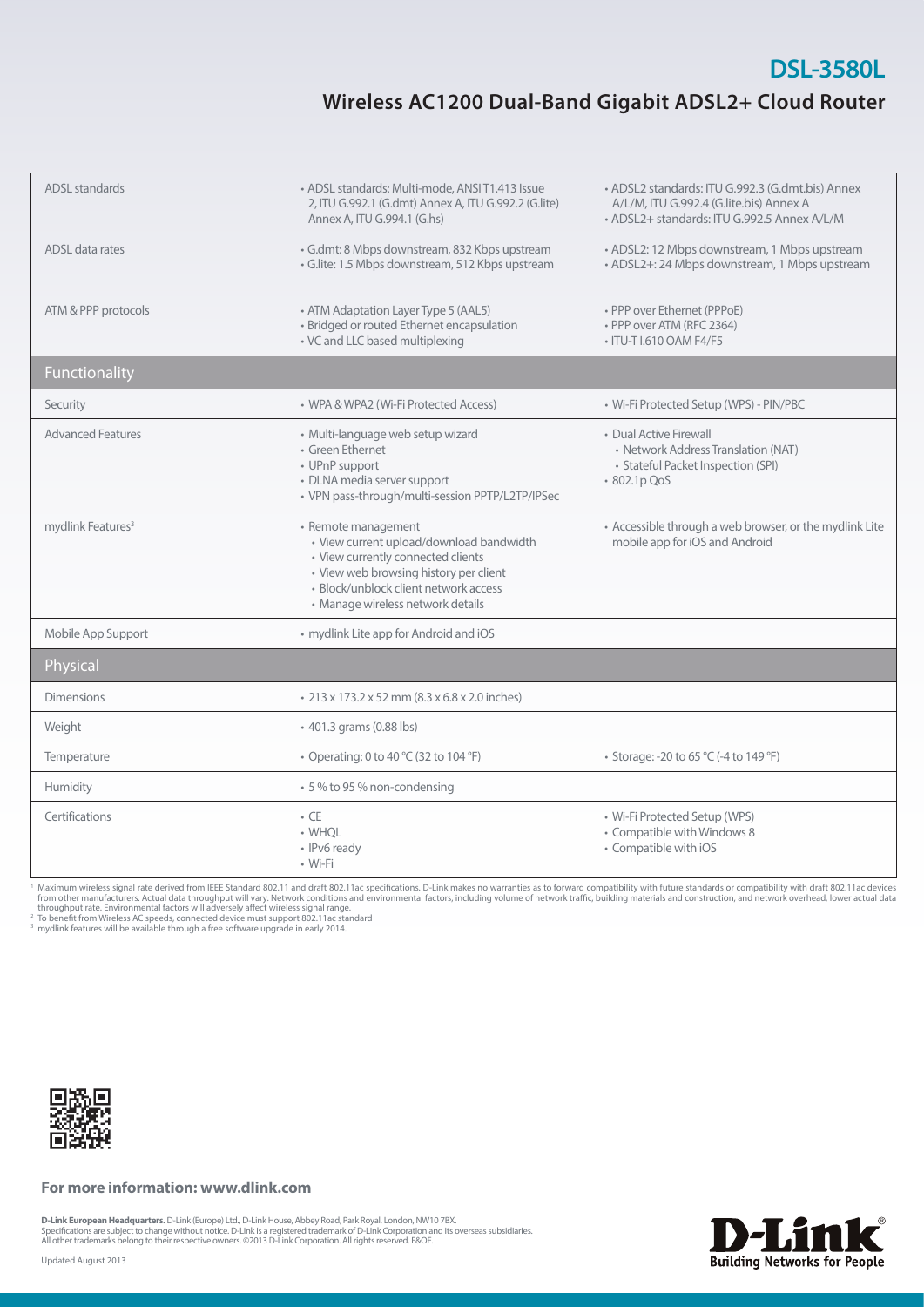# DSL-3580L

## Wireless AC1200 Dual-Band Gigabit ADSL2+ Cloud Router

| | | |
|---|---|---|
| ADSL standards | • ADSL standards: Multi-mode, ANSI T1.413 Issue 2, ITU G.992.1 (G.dmt) Annex A, ITU G.992.2 (G.lite) Annex A, ITU G.994.1 (G.hs) | • ADSL2 standards: ITU G.992.3 (G.dmt.bis) Annex A/L/M, ITU G.992.4 (G.lite.bis) Annex A<br>• ADSL2+ standards: ITU G.992.5 Annex A/L/M |
| ADSL data rates | • G.dmt: 8 Mbps downstream, 832 Kbps upstream<br>• G.lite: 1.5 Mbps downstream, 512 Kbps upstream | • ADSL2: 12 Mbps downstream, 1 Mbps upstream<br>• ADSL2+: 24 Mbps downstream, 1 Mbps upstream |
| ATM & PPP protocols | • ATM Adaptation Layer Type 5 (AAL5)<br>• Bridged or routed Ethernet encapsulation<br>• VC and LLC based multiplexing | • PPP over Ethernet (PPPoE)<br>• PPP over ATM (RFC 2364)<br>• ITU-T I.610 OAM F4/F5 |
| **Functionality** | | |
| Security | • WPA & WPA2 (Wi-Fi Protected Access) | • Wi-Fi Protected Setup (WPS) - PIN/PBC |
| Advanced Features | • Multi-language web setup wizard<br>• Green Ethernet<br>• UPnP support<br>• DLNA media server support<br>• VPN pass-through/multi-session PPTP/L2TP/IPSec | • Dual Active Firewall<br>  • Network Address Translation (NAT)<br>  • Stateful Packet Inspection (SPI)<br>• 802.1p QoS |
| mydlink Features[3] | • Remote management<br>  • View current upload/download bandwidth<br>  • View currently connected clients<br>  • View web browsing history per client<br>  • Block/unblock client network access<br>  • Manage wireless network details | • Accessible through a web browser, or the mydlink Lite mobile app for iOS and Android |
| Mobile App Support | • mydlink Lite app for Android and iOS | |
| **Physical** | | |
| Dimensions | • 213 x 173.2 x 52 mm (8.3 x 6.8 x 2.0 inches) | |
| Weight | • 401.3 grams (0.88 lbs) | |
| Temperature | • Operating: 0 to 40 °C (32 to 104 °F) | • Storage: -20 to 65 °C (-4 to 149 °F) |
| Humidity | • 5 % to 95 % non-condensing | |
| Certifications | • CE<br>• WHQL<br>• IPv6 ready<br>• Wi-Fi | • Wi-Fi Protected Setup (WPS)<br>• Compatible with Windows 8<br>• Compatible with iOS |

[1] Maximum wireless signal rate derived from IEEE Standard 802.11 and draft 802.11ac specifications. D-Link makes no warranties as to forward compatibility with future standards or compatibility with draft 802.11ac devices from other manufacturers. Actual data throughput will vary. Network conditions and environmental factors, including volume of network traffic, building materials and construction, and network overhead, lower actual data throughput rate. Environmental factors will adversely affect wireless signal range.
[2] To benefit from Wireless AC speeds, connected device must support 802.11ac standard
[3] mydlink features will be available through a free software upgrade in early 2014.

**For more information: www.dlink.com**

**D-Link European Headquarters.** D-Link (Europe) Ltd., D-Link House, Abbey Road, Park Royal, London, NW10 7BX.
Specifications are subject to change without notice. D-Link is a registered trademark of D-Link Corporation and its overseas subsidiaries.
All other trademarks belong to their respective owners. ©2013 D-Link Corporation. All rights reserved. E&OE.

D-Link
Building Networks for People

Updated August 2013